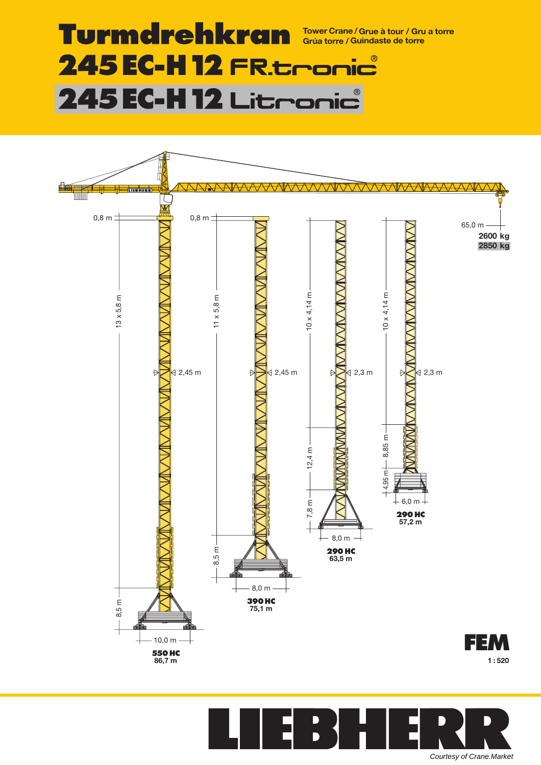# Turmdrehkran

Tower Crane / Grue à tour / Gru a torre
Grúa torre / Guindaste de torre

## 245 EC-H 12 FR.tronic®

## 245 EC-H 12 Litronic®

0,8 m

0,8 m

65,0 m

**2600 kg**

**2850 kg**

13 x 5,8 m

11 x 5,8 m

10 x 4,14 m

10 x 4,14 m

2,45 m

2,45 m

2,3 m

2,3 m

12,4 m

8,85 m

4,95 m

6,0 m

**290 HC**
**57,2 m**

7,8 m

8,0 m

**290 HC**
**63,5 m**

8,5 m

8,0 m

**390 HC**
**75,1 m**

8,5 m

10,0 m

**550 HC**
**86,7 m**

**FEM**

**1 : 520**

**LIEBHERR**

*Courtesy of Crane.Market*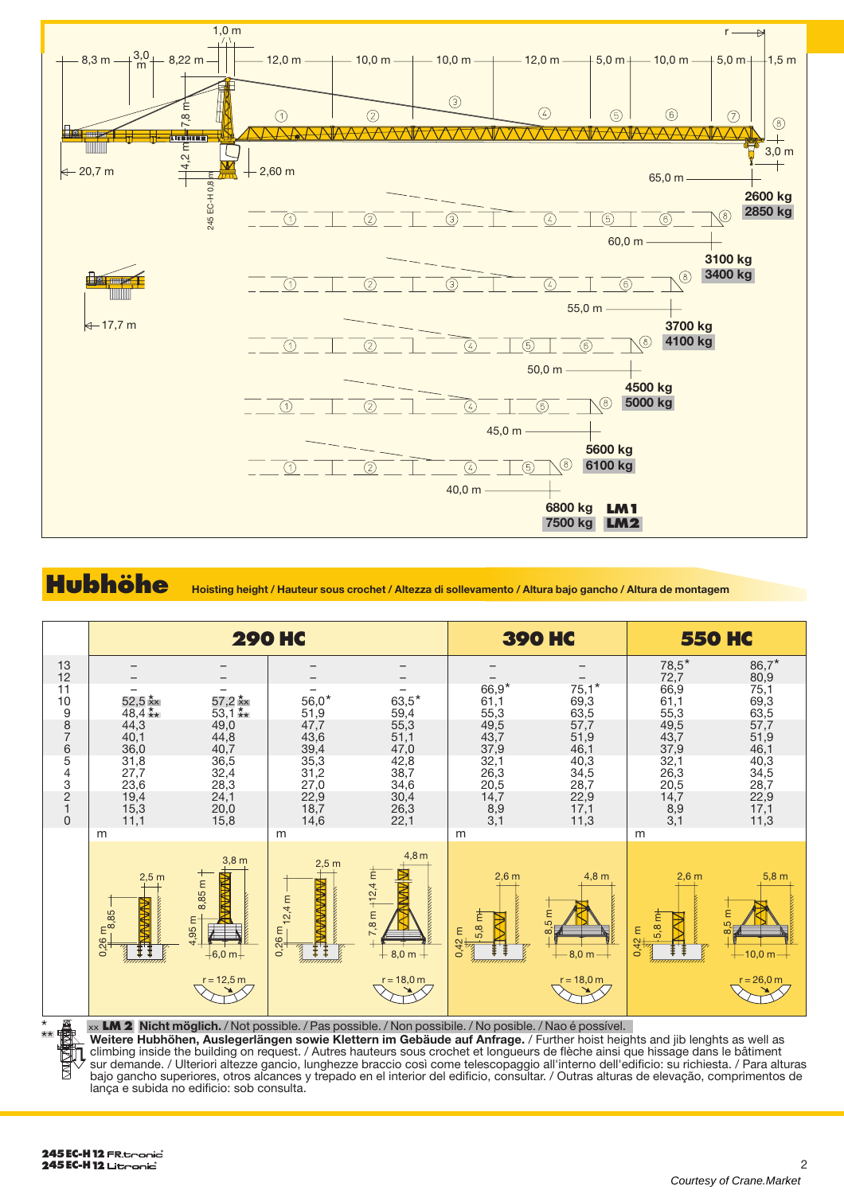8,3 m | 3,0 m | 8,22 m | 1,0 m | 12,0 m | 10,0 m | 10,0 m | 12,0 m | 5,0 m | 10,0 m | 5,0 m | 1,5 m | r

7,8 m | 4,2 m | 20,7 m | 2,60 m | 245 EC-H 0,8 m | 3,0 m

| Jib length | LM 1 | LM 2 |
|---|---|---|
| 65,0 m | 2600 kg | 2850 kg |
| 60,0 m | 3100 kg | 3400 kg |
| 55,0 m | 3700 kg | 4100 kg |
| 50,0 m | 4500 kg | 5000 kg |
| 45,0 m | 5600 kg | 6100 kg |
| 40,0 m | 6800 kg | 7500 kg |

17,7 m

# Hubhöhe

Hoisting height / Hauteur sous crochet / Altezza di sollevamento / Altura bajo gancho / Altura de montagem

| | 290 HC | | | | 390 HC | | 550 HC | |
|---|---|---|---|---|---|---|---|---|
| 13 | – | – | – | – | – | – | 78,5* | 86,7* |
| 12 | – | – | – | – | – | – | 72,7 | 80,9 |
| 11 | – | – | – | – | 66,9* | 75,1* | 66,9 | 75,1 |
| 10 | 52,5 ** | 57,2 ** | 56,0* | 63,5* | 61,1 | 69,3 | 61,1 | 69,3 |
| 9 | 48,4 ** | 53,1 ** | 51,9 | 59,4 | 55,3 | 63,5 | 55,3 | 63,5 |
| 8 | 44,3 | 49,0 | 47,7 | 55,3 | 49,5 | 57,7 | 49,5 | 57,7 |
| 7 | 40,1 | 44,8 | 43,6 | 51,1 | 43,7 | 51,9 | 43,7 | 51,9 |
| 6 | 36,0 | 40,7 | 39,4 | 47,0 | 37,9 | 46,1 | 37,9 | 46,1 |
| 5 | 31,8 | 36,5 | 35,3 | 42,8 | 32,1 | 40,3 | 32,1 | 40,3 |
| 4 | 27,7 | 32,4 | 31,2 | 38,7 | 26,3 | 34,5 | 26,3 | 34,5 |
| 3 | 23,6 | 28,3 | 27,0 | 34,6 | 20,5 | 28,7 | 20,5 | 28,7 |
| 2 | 19,4 | 24,1 | 22,9 | 30,4 | 14,7 | 22,9 | 14,7 | 22,9 |
| 1 | 15,3 | 20,0 | 18,7 | 26,3 | 8,9 | 17,1 | 8,9 | 17,1 |
| 0 | 11,1 | 15,8 | 14,6 | 22,1 | 3,1 | 11,3 | 3,1 | 11,3 |
| | m | | m | | m | | m | |
| | 2,5 m; 0,26 m; 8,85 | 3,8 m; 8,85 m; 4,95 m; 6,0 m; r = 12,5 m | 2,5 m; 0,26 m; 12,4 m | 4,8 m; 12,4 m; 7,8 m; 8,0 m; r = 18,0 m | 2,6 m; 0,42 m; 5,8 m | 4,8 m; 8,5 m; 8,0 m; r = 18,0 m | 2,6 m; 0,42 m; 5,8 m | 5,8 m; 8,5 m; 10,0 m; r = 26,0 m |

\* ** LM 2 Nicht möglich. / Not possible. / Pas possible. / Non possibile. / No posible. / Nao é possível.

** **Weitere Hubhöhen, Auslegerlängen sowie Klettern im Gebäude auf Anfrage.** / Further hoist heights and jib lenghts as well as climbing inside the building on request. / Autres hauteurs sous crochet et longueurs de flèche ainsi que hissage dans le bâtiment sur demande. / Ulteriori altezze gancio, lunghezze braccio così come telescopaggio all'interno dell'edificio: su richiesta. / Para alturas bajo gancho superiores, otros alcances y trepado en el interior del edificio, consultar. / Outras alturas de elevação, comprimentos de lança e subida no edificio: sob consulta.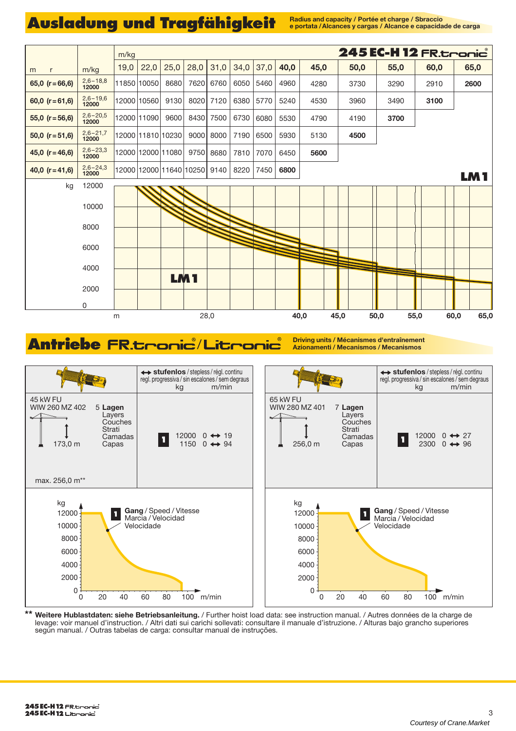# Ausladung und Tragfähigkeit

Radius and capacity / Portée et charge / Sbraccio e portata / Alcances y cargas / Alcance e capacidade de carga

**245 EC-H 12 FR.tronic®**

| m r | m/kg | 19,0 | 22,0 | 25,0 | 28,0 | 31,0 | 34,0 | 37,0 | 40,0 | 45,0 | 50,0 | 55,0 | 60,0 | 65,0 |
|---|---|---|---|---|---|---|---|---|---|---|---|---|---|---|
| **65,0 (r = 66,6)** | 2,6–18,8 **12000** | 11850 | 10050 | 8680 | 7620 | 6760 | 6050 | 5460 | 4960 | 4280 | 3730 | 3290 | 2910 | **2600** |
| **60,0 (r = 61,6)** | 2,6–19,6 **12000** | 12000 | 10560 | 9130 | 8020 | 7120 | 6380 | 5770 | 5240 | 4530 | 3960 | 3490 | **3100** | |
| **55,0 (r = 56,6)** | 2,6–20,5 **12000** | 12000 | 11090 | 9600 | 8430 | 7500 | 6730 | 6080 | 5530 | 4790 | 4190 | **3700** | | |
| **50,0 (r = 51,6)** | 2,6–21,7 **12000** | 12000 | 11810 | 10230 | 9000 | 8000 | 7190 | 6500 | 5930 | 5130 | **4500** | | | |
| **45,0 (r = 46,6)** | 2,6–23,3 **12000** | 12000 | 12000 | 11080 | 9750 | 8680 | 7810 | 7070 | 6450 | **5600** | | | | |
| **40,0 (r = 41,6)** | 2,6–24,3 **12000** | 12000 | 12000 | 11640 | 10250 | 9140 | 8220 | 7450 | **6800** | | | | | |

**LM 1**

# Antriebe FR.tronic® / Litronic®

Driving units / Mécanismes d'entraînement / Azionamenti / Mecanismos / Mecanismos

| | ↔ **stufenlos** / stepless / régl. continu / regl. progressiva / sin escalones / sem degraus kg m/min |
|---|---|
| 45 kW FU WIW 260 MZ 402 — **5 Lagen** Layers / Couches / Strati / Camadas / Capas — 173,0 m — max. 256,0 m** | **1** 12000 0 ↔ 19; 1150 0 ↔ 94 |
| 65 kW FU WIW 280 MZ 401 — **7 Lagen** Layers / Couches / Strati / Camadas / Capas — 256,0 m | **1** 12000 0 ↔ 27; 2300 0 ↔ 96 |

**1** **Gang** / Speed / Vitesse / Marcia / Velocidad / Velocidade

** **Weitere Hublastdaten: siehe Betriebsanleitung.** / Further hoist load data: see instruction manual. / Autres données de la charge de levage: voir manuel d'instruction. / Altri dati sui carichi sollevati: consultare il manuale d'istruzione. / Alturas bajo grancho superiores según manual. / Outras tabelas de carga: consultar manual de instruções.

Courtesy of Crane.Market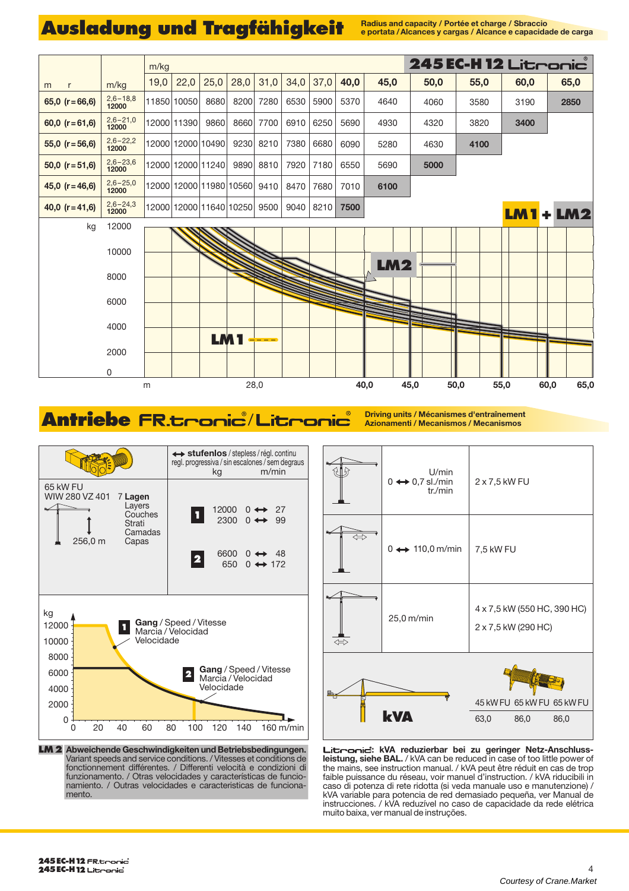# Ausladung und Tragfähigkeit

Radius and capacity / Portée et charge / Sbraccio e portata / Alcances y cargas / Alcance e capacidade de carga

**245 EC-H 12 Litronic®**

| m r | m/kg | 19,0 | 22,0 | 25,0 | 28,0 | 31,0 | 34,0 | 37,0 | 40,0 | 45,0 | 50,0 | 55,0 | 60,0 | 65,0 |
|---|---|---|---|---|---|---|---|---|---|---|---|---|---|---|
| 65,0 (r = 66,6) | 2,6 – 18,8 12000 | 11850 | 10050 | 8680 | 8200 | 7280 | 6530 | 5900 | 5370 | 4640 | 4060 | 3580 | 3190 | **2850** |
| 60,0 (r = 61,6) | 2,6 – 21,0 12000 | 12000 | 11390 | 9860 | 8660 | 7700 | 6910 | 6250 | 5690 | 4930 | 4320 | 3820 | **3400** | |
| 55,0 (r = 56,6) | 2,6 – 22,2 12000 | 12000 | 12000 | 10490 | 9230 | 8210 | 7380 | 6680 | 6090 | 5280 | 4630 | **4100** | | |
| 50,0 (r = 51,6) | 2,6 – 23,6 12000 | 12000 | 12000 | 11240 | 9890 | 8810 | 7920 | 7180 | 6550 | 5690 | **5000** | | | |
| 45,0 (r = 46,6) | 2,6 – 25,0 12000 | 12000 | 12000 | 11980 | 10560 | 9410 | 8470 | 7680 | 7010 | **6100** | | | | |
| 40,0 (r = 41,6) | 2,6 – 24,3 12000 | 12000 | 12000 | 11640 | 10250 | 9500 | 9040 | 8210 | **7500** | | | | | |

LM 1 + LM 2

# Antriebe FR.tronic® / Litronic®

Driving units / Mécanismes d'entraînement / Azionamenti / Mecanismos / Mecanismos

65 kW FU
WIW 280 VZ 401
256,0 m
7 **Lagen** / Layers / Couches / Strati / Camadas / Capas

**↔ stufenlos** / stepless / régl. continu / regl. progressiva / sin escalones / sem degraus

| Gang | kg | m/min |
|---|---|---|
| **1** | 12000 | 0 ↔ 27 |
| | 2300 | 0 ↔ 99 |
| **2** | 6600 | 0 ↔ 48 |
| | 650 | 0 ↔ 172 |

**1 Gang** / Speed / Vitesse / Marcia / Velocidad / Velocidade

**2 Gang** / Speed / Vitesse / Marcia / Velocidad / Velocidade

| | | |
|---|---|---|
| Drehwerk | U/min 0 ↔ 0,7 sl./min tr./min | 2 x 7,5 kW FU |
| Katzfahrwerk | 0 ↔ 110,0 m/min | 7,5 kW FU |
| Fahrwerk | 25,0 m/min | 4 x 7,5 kW (550 HC, 390 HC) 2 x 7,5 kW (290 HC) |

| kVA | 45 kW FU | 65 kW FU | 65 kW FU |
|---|---|---|---|
| | 63,0 | 86,0 | 86,0 |

**LM 2** **Abweichende Geschwindigkeiten und Betriebsbedingungen.** Variant speeds and service conditions. / Vitesses et conditions de fonctionnement différentes. / Differenti velocità e condizioni di funzionamento. / Otras velocidades y características de funcionamiento. / Outras velocidades e características de funcionamento.

**Litronic: kVA reduzierbar bei zu geringer Netz-Anschlussleistung, siehe BAL.** / kVA can be reduced in case of too little power of the mains, see instruction manual. / KVA peut être réduit en cas de trop faible puissance du réseau, voir manuel d'instruction. / kVA riducibili in caso di potenza di rete ridotta (si veda manuale uso e manutenzione) / kVA variable para potencia de red demasiado pequeña, ver Manual de instrucciones. / kVA reduzível no caso de capacidade da rede elétrica muito baixa, ver manual de instruções.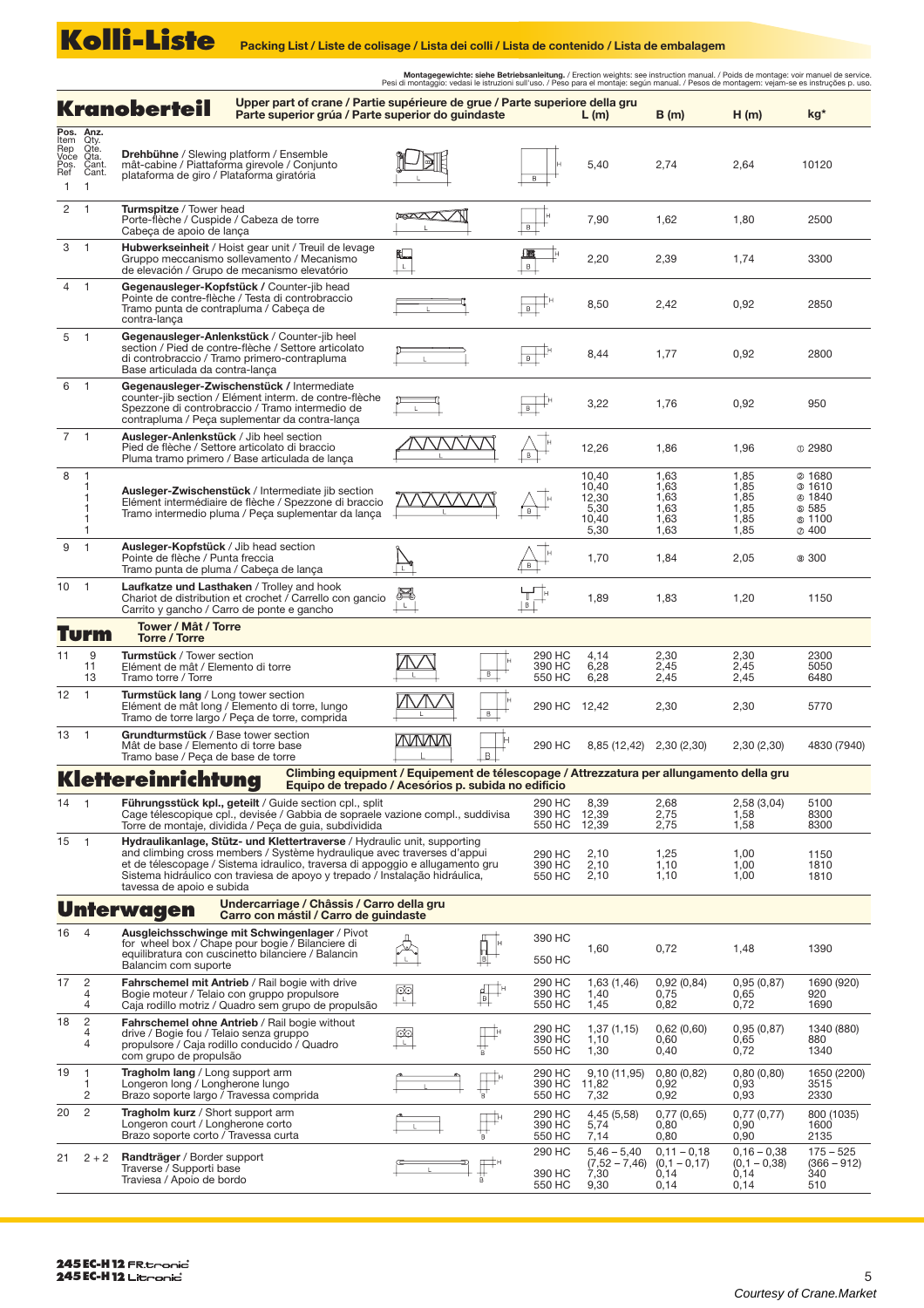# Kolli-Liste

**Packing List / Liste de colisage / Lista dei colli / Lista de contenido / Lista de embalagem**

**Montagegewichte: siehe Betriebsanleitung.** / Erection weights: see instruction manual. / Poids de montage: voir manuel de service. Pesi di montaggio: vedasi le istruzioni sull'uso. / Peso para el montaje: según manual. / Pesos de montagem: vejam-se es instruções p. uso.

## Kranoberteil

**Upper part of crane / Partie supérieure de grue / Parte superiore della gru Parte superior grúa / Parte superior do guindaste**

| Pos. Item Rep Voce Pos. Ref | Anz. Qty. Qte. Qta. Cant. Cant. | | | L (m) | B (m) | H (m) | kg* |
|---|---|---|---|---|---|---|---|
| 1 | 1 | **Drehbühne** / Slewing platform / Ensemble mât-cabine / Piattaforma girevole / Conjunto plataforma de giro / Plataforma giratória | | 5,40 | 2,74 | 2,64 | 10120 |
| 2 | 1 | **Turmspitze** / Tower head Porte-flèche / Cuspide / Cabeza de torre Cabeça de apoio de lança | | 7,90 | 1,62 | 1,80 | 2500 |
| 3 | 1 | **Hubwerkseinheit** / Hoist gear unit / Treuil de levage Gruppo meccanismo sollevamento / Mecanismo de elevación / Grupo de mecanismo elevatório | | 2,20 | 2,39 | 1,74 | 3300 |
| 4 | 1 | **Gegenausleger-Kopfstück** / Counter-jib head Pointe de contre-flèche / Testa di controbraccio Tramo punta de contrapluma / Cabeça de contra-lança | | 8,50 | 2,42 | 0,92 | 2850 |
| 5 | 1 | **Gegenausleger-Anlenkstück** / Counter-jib heel section / Pied de contre-flèche / Settore articolato di controbraccio / Tramo primero-contrapluma Base articulada da contra-lança | | 8,44 | 1,77 | 0,92 | 2800 |
| 6 | 1 | **Gegenausleger-Zwischenstück** / Intermediate counter-jib section / Elément interm. de contre-flèche Spezzone di controbraccio / Tramo intermedio de contrapluma / Peça suplementar da contra-lança | | 3,22 | 1,76 | 0,92 | 950 |
| 7 | 1 | **Ausleger-Anlenkstück** / Jib heel section Pied de flèche / Settore articolato di braccio Pluma tramo primero / Base articulada de lança | | 12,26 | 1,86 | 1,96 | ① 2980 |
| 8 | 1<br>1<br>1<br>1<br>1<br>1 | **Ausleger-Zwischenstück** / Intermediate jib section Elément intermédiaire de flèche / Spezzone di braccio Tramo intermedio pluma / Peça suplementar da lança | | 10,40<br>10,40<br>12,30<br>5,30<br>10,40<br>5,30 | 1,63<br>1,63<br>1,63<br>1,63<br>1,63<br>1,63 | 1,85<br>1,85<br>1,85<br>1,85<br>1,85<br>1,85 | ② 1680<br>③ 1610<br>④ 1840<br>⑤ 585<br>⑥ 1100<br>⑦ 400 |
| 9 | 1 | **Ausleger-Kopfstück** / Jib head section Pointe de flèche / Punta freccia Tramo punta de pluma / Cabeça de lança | | 1,70 | 1,84 | 2,05 | ⑧ 300 |
| 10 | 1 | **Laufkatze und Lasthaken** / Trolley and hook Chariot de distribution et crochet / Carrello con gancio Carrito y gancho / Carro de ponte e gancho | | 1,89 | 1,83 | 1,20 | 1150 |

## Turm

**Tower / Mât / Torre Torre / Torre**

| Pos. | Anz. | | | L (m) | B (m) | H (m) | kg* |
|---|---|---|---|---|---|---|---|
| 11 | 9<br>11<br>13 | **Turmstück** / Tower section Elément de mât / Elemento di torre Tramo torre / Torre | 290 HC<br>390 HC<br>550 HC | 4,14<br>6,28<br>6,28 | 2,30<br>2,45<br>2,45 | 2,30<br>2,45<br>2,45 | 2300<br>5050<br>6480 |
| 12 | 1 | **Turmstück lang** / Long tower section Elément de mât long / Elemento di torre, lungo Tramo de torre largo / Peça de torre, comprida | 290 HC | 12,42 | 2,30 | 2,30 | 5770 |
| 13 | 1 | **Grundturmstück** / Base tower section Mât de base / Elemento di torre base Tramo base / Peça de base de torre | 290 HC | 8,85 (12,42) | 2,30 (2,30) | 2,30 (2,30) | 4830 (7940) |

## Klettereinrichtung

**Climbing equipment / Equipement de télescopage / Attrezzatura per allungamento della gru Equipo de trepado / Acesórios p. subida no edificio**

| Pos. | Anz. | | | L (m) | B (m) | H (m) | kg* |
|---|---|---|---|---|---|---|---|
| 14 | 1 | **Führungsstück kpl., geteilt** / Guide section cpl., split Cage télescopique cpl., devisée / Gabbia de sopraele vazione compl., suddivisa Torre de montaje, dividida / Peça de guia, subdividida | 290 HC<br>390 HC<br>550 HC | 8,39<br>12,39<br>12,39 | 2,68<br>2,75<br>2,75 | 2,58 (3,04)<br>1,58<br>1,58 | 5100<br>8300<br>8300 |
| 15 | 1 | **Hydraulikanlage, Stütz- und Klettertraverse** / Hydraulic unit, supporting and climbing cross members / Système hydraulique avec traverses d'appui et de télescopage / Sistema idraulico, traversa di appoggio e allungamento gru Sistema hidráulico con traviesa de apoyo y trepado / Instalação hidráulica, tavessa de apoio e subida | 290 HC<br>390 HC<br>550 HC | 2,10<br>2,10<br>2,10 | 1,25<br>1,10<br>1,10 | 1,00<br>1,00<br>1,00 | 1150<br>1810<br>1810 |

## Unterwagen

**Undercarriage / Châssis / Carro della gru Carro con mástil / Carro de guindaste**

| Pos. | Anz. | | | L (m) | B (m) | H (m) | kg* |
|---|---|---|---|---|---|---|---|
| 16 | 4 | **Ausgleichsschwinge mit Schwingenlager** / Pivot for wheel box / Chape pour bogie / Bilanciere di equilibratura con cuscinetto bilanciere / Balancin Balancim com suporte | 390 HC<br>550 HC | 1,60 | 0,72 | 1,48 | 1390 |
| 17 | 2<br>4<br>4 | **Fahrschemel mit Antrieb** / Rail bogie with drive Bogie moteur / Telaio con gruppo propulsore Caja rodillo motriz / Quadro sem grupo de propulsão | 290 HC<br>390 HC<br>550 HC | 1,63 (1,46)<br>1,40<br>1,45 | 0,92 (0,84)<br>0,75<br>0,82 | 0,95 (0,87)<br>0,65<br>0,72 | 1690 (920)<br>920<br>1690 |
| 18 | 2<br>4<br>4 | **Fahrschemel ohne Antrieb** / Rail bogie without drive / Bogie fou / Telaio senza gruppo propulsore / Caja rodillo conducido / Quadro com grupo de propulsão | 290 HC<br>390 HC<br>550 HC | 1,37 (1,15)<br>1,10<br>1,30 | 0,62 (0,60)<br>0,60<br>0,40 | 0,95 (0,87)<br>0,65<br>0,72 | 1340 (880)<br>880<br>1340 |
| 19 | 1<br>1<br>2 | **Tragholm lang** / Long support arm Longeron long / Longherone lungo Brazo soporte largo / Travessa comprida | 290 HC<br>390 HC<br>550 HC | 9,10 (11,95)<br>11,82<br>7,32 | 0,80 (0,82)<br>0,92<br>0,92 | 0,80 (0,80)<br>0,93<br>0,93 | 1650 (2200)<br>3515<br>2330 |
| 20 | 2 | **Tragholm kurz** / Short support arm Longeron court / Longherone corto Brazo soporte corto / Travessa curta | 290 HC<br>390 HC<br>550 HC | 4,45 (5,58)<br>5,74<br>7,14 | 0,77 (0,65)<br>0,80<br>0,80 | 0,77 (0,77)<br>0,90<br>0,90 | 800 (1035)<br>1600<br>2135 |
| 21 | 2 + 2 | **Randträger** / Border support Traverse / Support base Traviesa / Apoio de bordo | 290 HC<br><br>390 HC<br>550 HC | 5,46 – 5,40<br>(7,52 – 7,46)<br>7,30<br>9,30 | 0,11 – 0,18<br>(0,1 – 0,17)<br>0,14<br>0,14 | 0,16 – 0,38<br>(0,1 – 0,38)<br>0,14<br>0,14 | 175 – 525<br>(366 – 912)<br>340<br>510 |

**245 EC-H 12** FR.tronic
**245 EC-H 12** Litronic

Courtesy of Crane.Market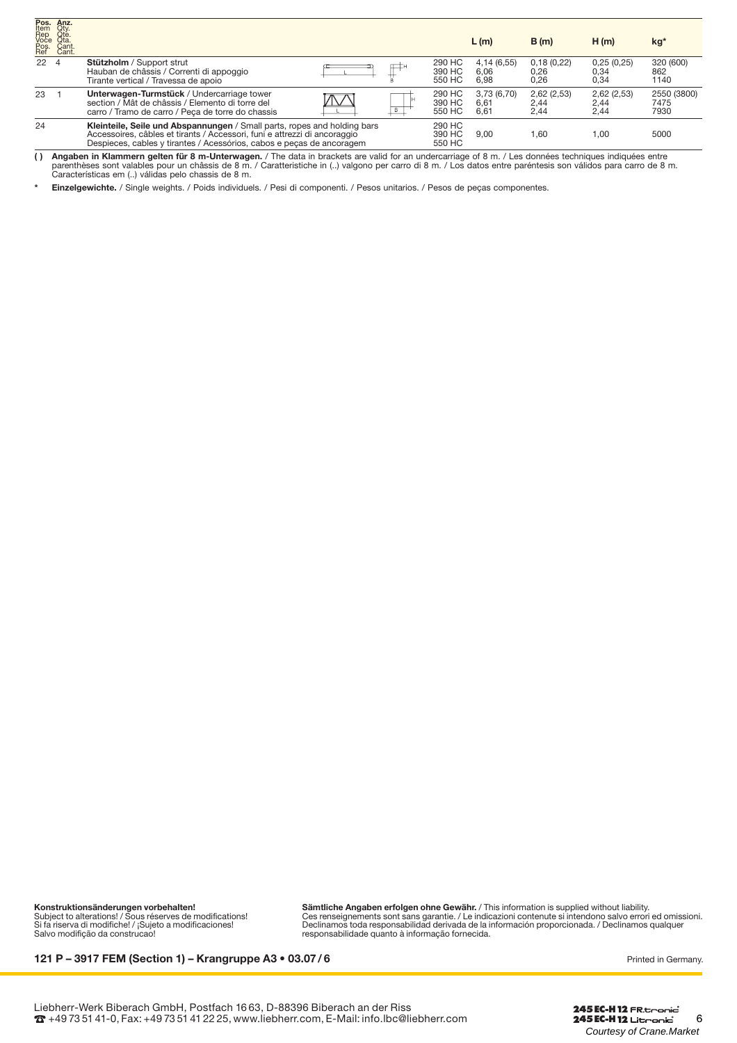| Pos. Item Rep Voce Pos. Ref | Anz. Qty. Qté. Qta. Cant. Cant. | | | | L (m) | B (m) | H (m) | kg* |
|---|---|---|---|---|---|---|---|---|
| 22 | 4 | **Stützholm** / Support strut<br>Hauban de châssis / Correnti di appoggio<br>Tirante vertical / Travessa de apoio | | 290 HC<br>390 HC<br>550 HC | 4,14 (6,55)<br>6,06<br>6,98 | 0,18 (0,22)<br>0,26<br>0,26 | 0,25 (0,25)<br>0,34<br>0,34 | 320 (600)<br>862<br>1140 |
| 23 | 1 | **Unterwagen-Turmstück** / Undercarriage tower section / Mât de châssis / Elemento di torre del carro / Tramo de carro / Peça de torre do chassis | | 290 HC<br>390 HC<br>550 HC | 3,73 (6,70)<br>6,61<br>6,61 | 2,62 (2,53)<br>2,44<br>2,44 | 2,62 (2,53)<br>2,44<br>2,44 | 2550 (3800)<br>7475<br>7930 |
| 24 | | **Kleinteile, Seile und Abspannungen** / Small parts, ropes and holding bars<br>Accessoires, câbles et tirants / Accessori, funi e attrezzi di ancoraggio<br>Despieces, cables y tirantes / Acessórios, cabos e peças de ancoragem | | 290 HC<br>390 HC<br>550 HC | 9,00 | 1,60 | 1,00 | 5000 |

( ) **Angaben in Klammern gelten für 8 m-Unterwagen.** / The data in brackets are valid for an undercarriage of 8 m. / Les données techniques indiquées entre parenthèses sont valables pour un châssis de 8 m. / Caratteristiche in (..) valgono per carro di 8 m. / Los datos entre paréntesis son válidos para carro de 8 m. Características em (..) válidas pelo chassis de 8 m.

\* **Einzelgewichte.** / Single weights. / Poids individuels. / Pesi di componenti. / Pesos unitarios. / Pesos de peças componentes.

**Konstruktionsänderungen vorbehalten!**
Subject to alterations! / Sous réserves de modifications!
Si fa riserva di modifiche! / ¡Sujeto a modificaciones!
Salvo modifição da construcao!

**Sämtliche Angaben erfolgen ohne Gewähr.** / This information is supplied without liability.
Ces renseignements sont sans garantie. / Le indicazioni contenute si intendono salvo errori ed omissioni.
Declinamos toda responsabilidad derivada de la información proporcionada. / Declinamos qualquer responsabilidade quanto à informação fornecida.

**121 P – 3917 FEM (Section 1) – Krangruppe A3 • 03.07 / 6**

Printed in Germany.

Liebherr-Werk Biberach GmbH, Postfach 16 63, D-88396 Biberach an der Riss
☎ +49 73 51 41-0, Fax: +49 73 51 41 22 25, www.liebherr.com, E-Mail: info.lbc@liebherr.com

245 EC-H 12 FR.tronic
245 EC-H 12 Litronic

Courtesy of Crane.Market